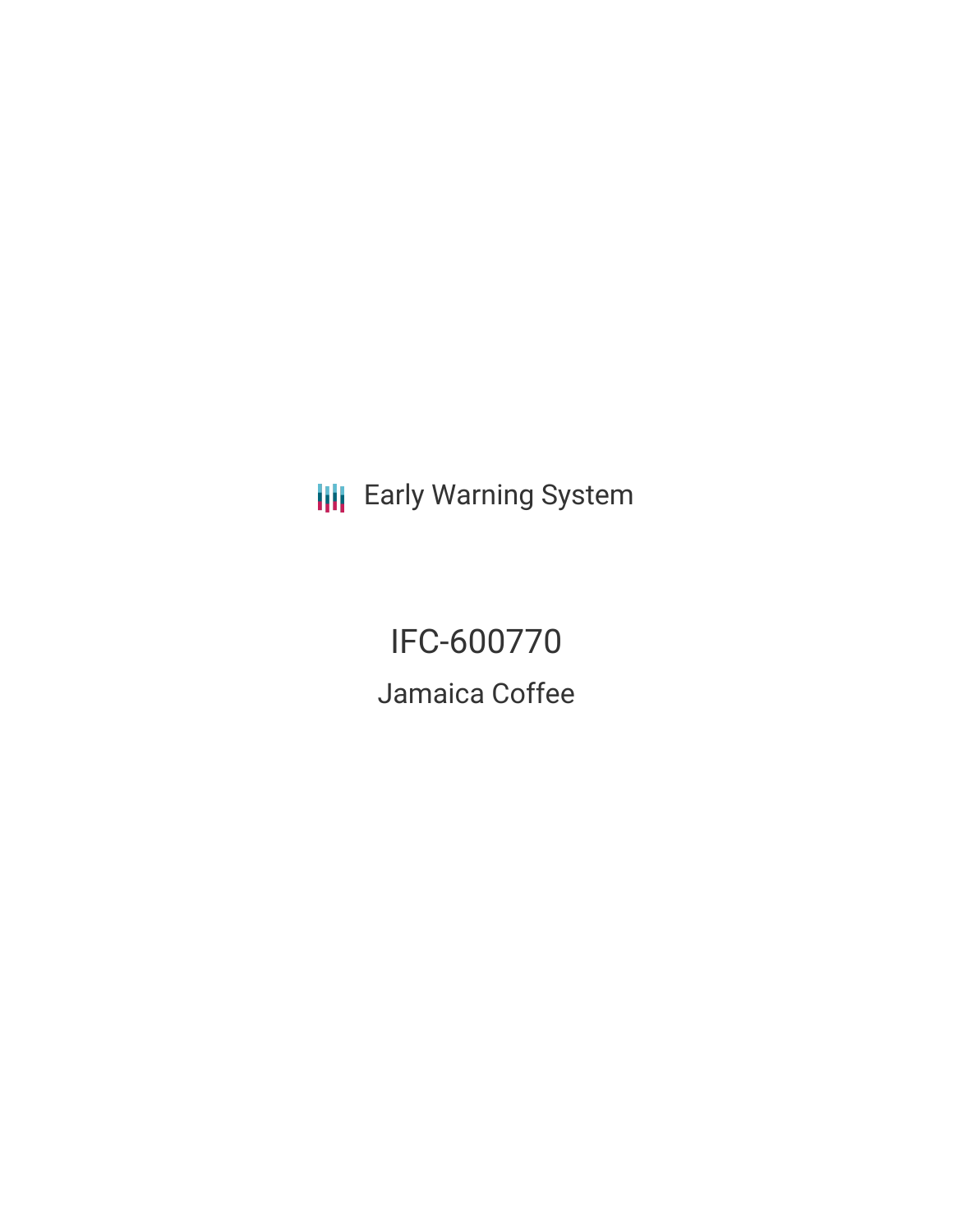Early Warning System

# IFC-600770

## Jamaica Coffee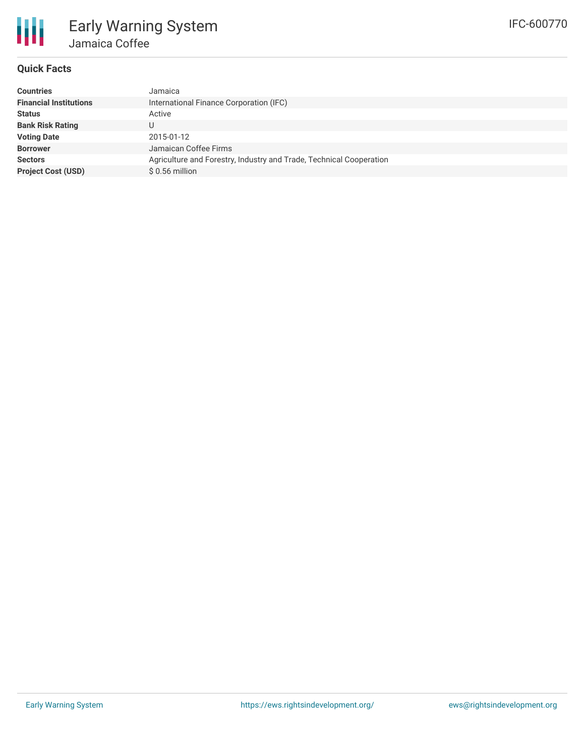# Early Warning System

## Jamaica Coffee

IFC-600770

### Quick Facts

| | |
|---|---|
| **Countries** | Jamaica |
| **Financial Institutions** | International Finance Corporation (IFC) |
| **Status** | Active |
| **Bank Risk Rating** | U |
| **Voting Date** | 2015-01-12 |
| **Borrower** | Jamaican Coffee Firms |
| **Sectors** | Agriculture and Forestry, Industry and Trade, Technical Cooperation |
| **Project Cost (USD)** | $ 0.56 million |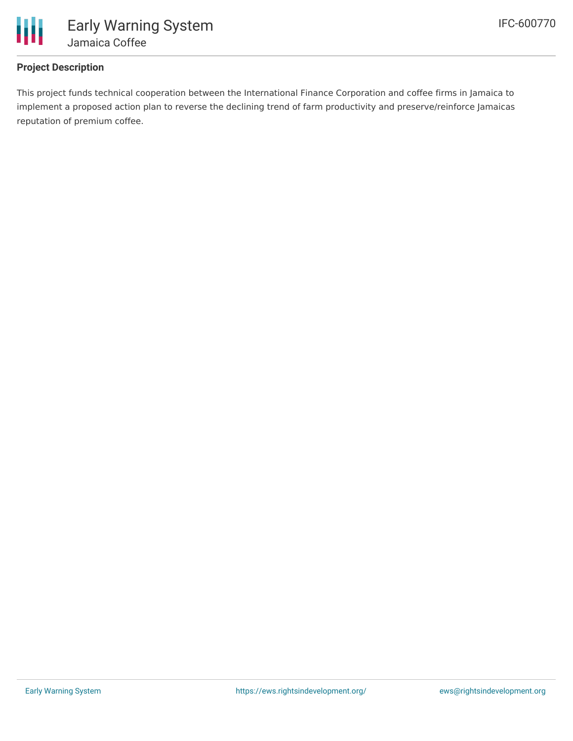## Project Description

This project funds technical cooperation between the International Finance Corporation and coffee firms in Jamaica to implement a proposed action plan to reverse the declining trend of farm productivity and preserve/reinforce Jamaicas reputation of premium coffee.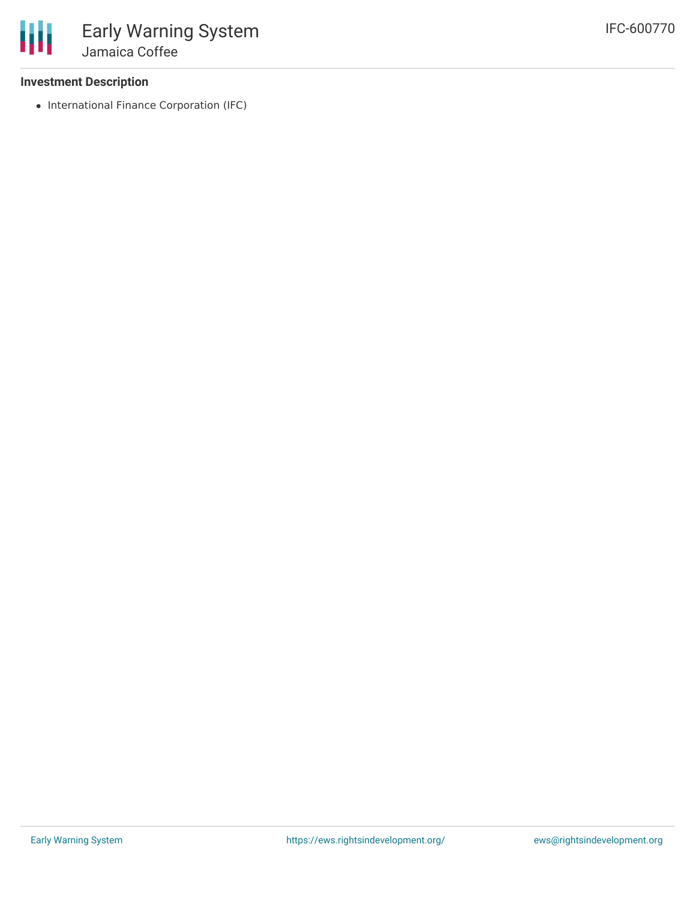### Investment Description

- International Finance Corporation (IFC)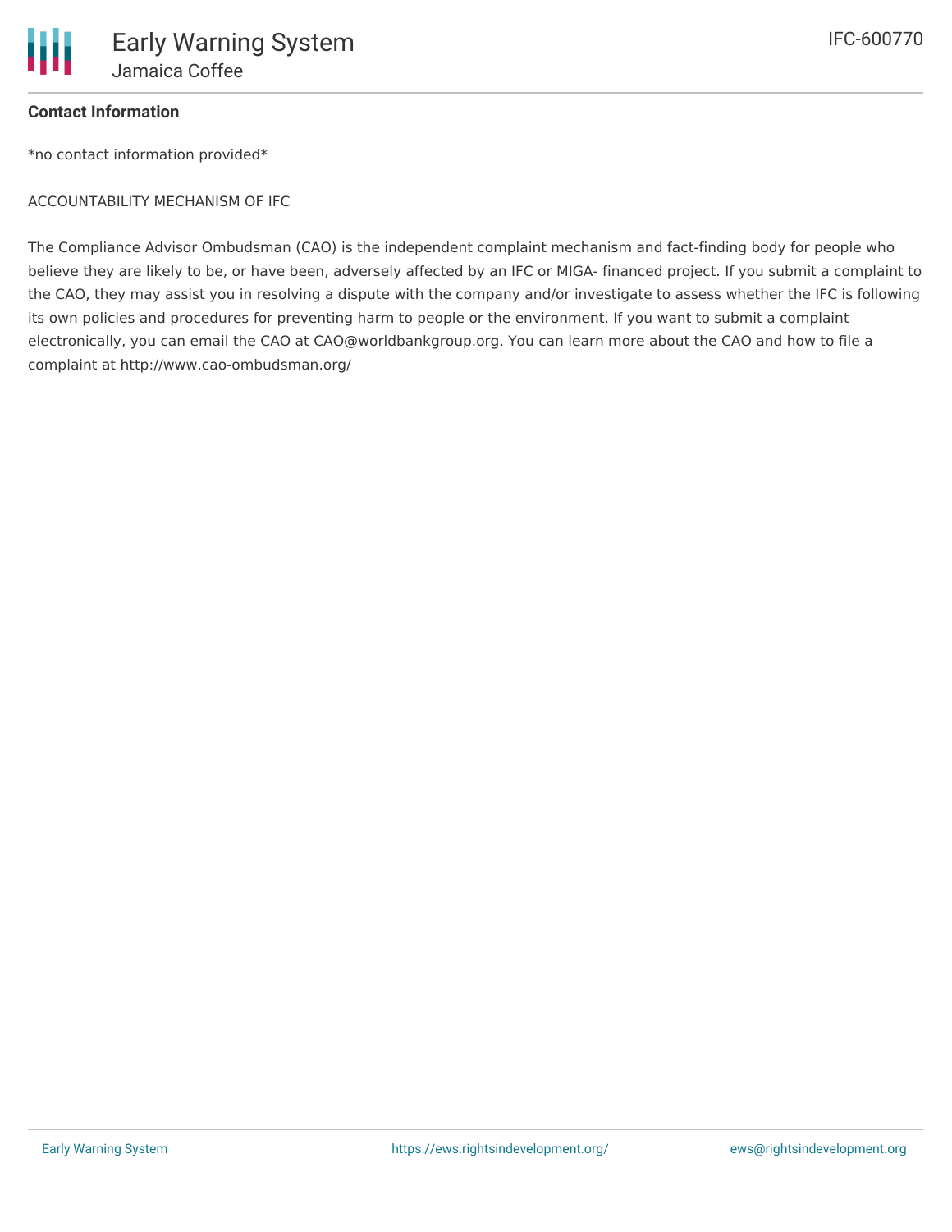**Contact Information**

*no contact information provided*

ACCOUNTABILITY MECHANISM OF IFC

The Compliance Advisor Ombudsman (CAO) is the independent complaint mechanism and fact-finding body for people who believe they are likely to be, or have been, adversely affected by an IFC or MIGA- financed project. If you submit a complaint to the CAO, they may assist you in resolving a dispute with the company and/or investigate to assess whether the IFC is following its own policies and procedures for preventing harm to people or the environment. If you want to submit a complaint electronically, you can email the CAO at CAO@worldbankgroup.org. You can learn more about the CAO and how to file a complaint at http://www.cao-ombudsman.org/